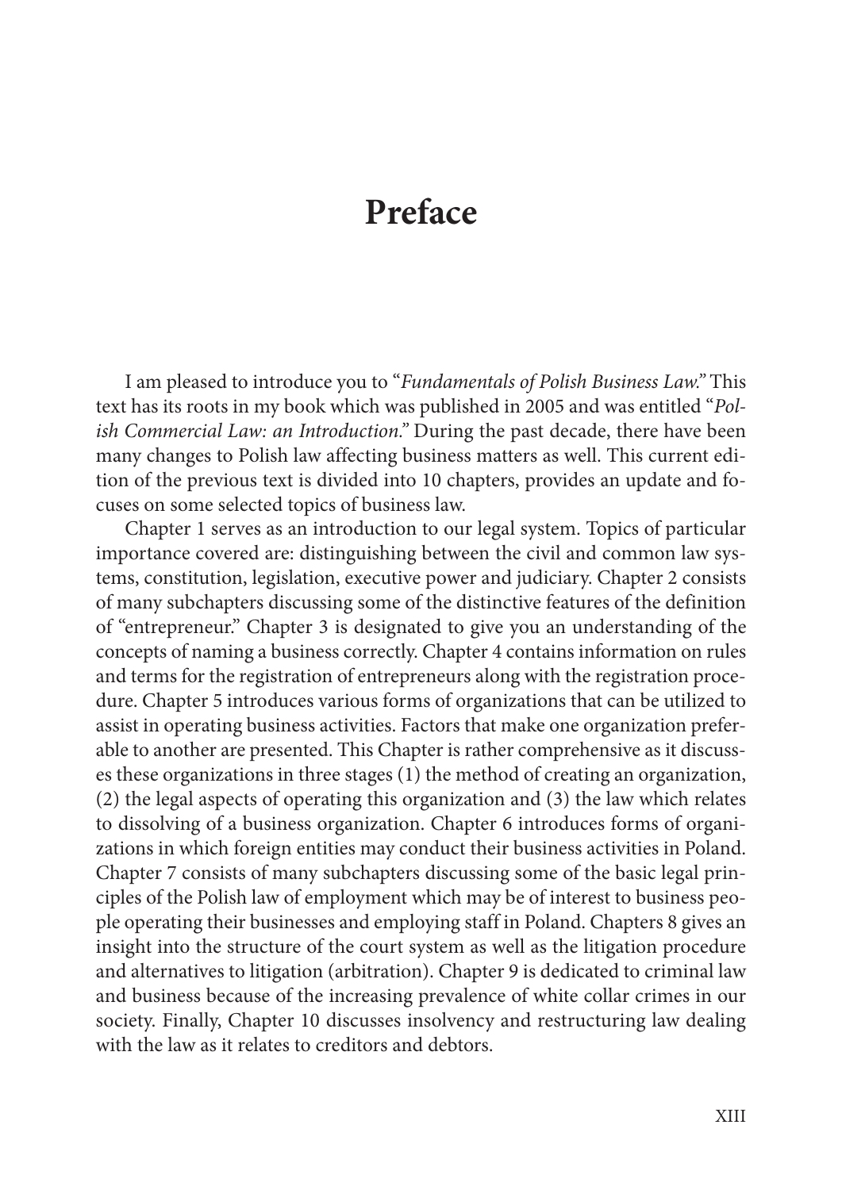# Preface

I am pleased to introduce you to "*Fundamentals of Polish Business Law.*" This text has its roots in my book which was published in 2005 and was entitled "*Polish Commercial Law: an Introduction.*" During the past decade, there have been many changes to Polish law affecting business matters as well. This current edition of the previous text is divided into 10 chapters, provides an update and focuses on some selected topics of business law.

Chapter 1 serves as an introduction to our legal system. Topics of particular importance covered are: distinguishing between the civil and common law systems, constitution, legislation, executive power and judiciary. Chapter 2 consists of many subchapters discussing some of the distinctive features of the definition of "entrepreneur." Chapter 3 is designated to give you an understanding of the concepts of naming a business correctly. Chapter 4 contains information on rules and terms for the registration of entrepreneurs along with the registration procedure. Chapter 5 introduces various forms of organizations that can be utilized to assist in operating business activities. Factors that make one organization preferable to another are presented. This Chapter is rather comprehensive as it discusses these organizations in three stages (1) the method of creating an organization, (2) the legal aspects of operating this organization and (3) the law which relates to dissolving of a business organization. Chapter 6 introduces forms of organizations in which foreign entities may conduct their business activities in Poland. Chapter 7 consists of many subchapters discussing some of the basic legal principles of the Polish law of employment which may be of interest to business people operating their businesses and employing staff in Poland. Chapters 8 gives an insight into the structure of the court system as well as the litigation procedure and alternatives to litigation (arbitration). Chapter 9 is dedicated to criminal law and business because of the increasing prevalence of white collar crimes in our society. Finally, Chapter 10 discusses insolvency and restructuring law dealing with the law as it relates to creditors and debtors.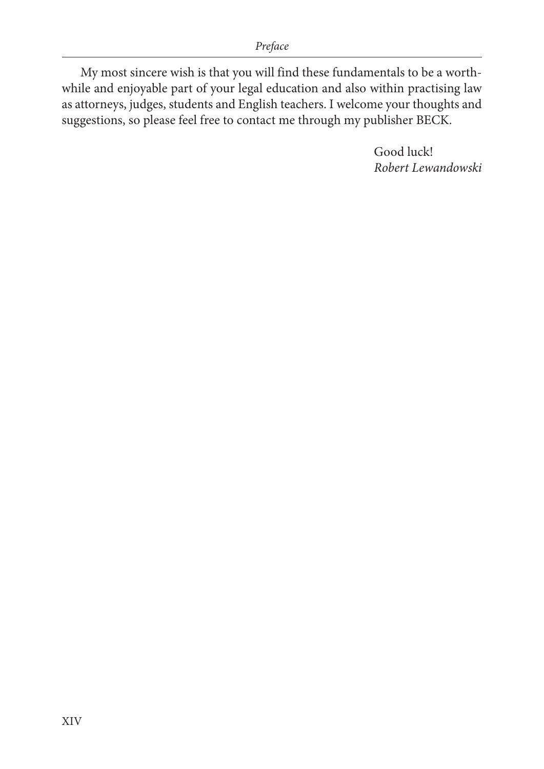My most sincere wish is that you will find these fundamentals to be a worthwhile and enjoyable part of your legal education and also within practising law as attorneys, judges, students and English teachers. I welcome your thoughts and suggestions, so please feel free to contact me through my publisher BECK.

Good luck!
*Robert Lewandowski*